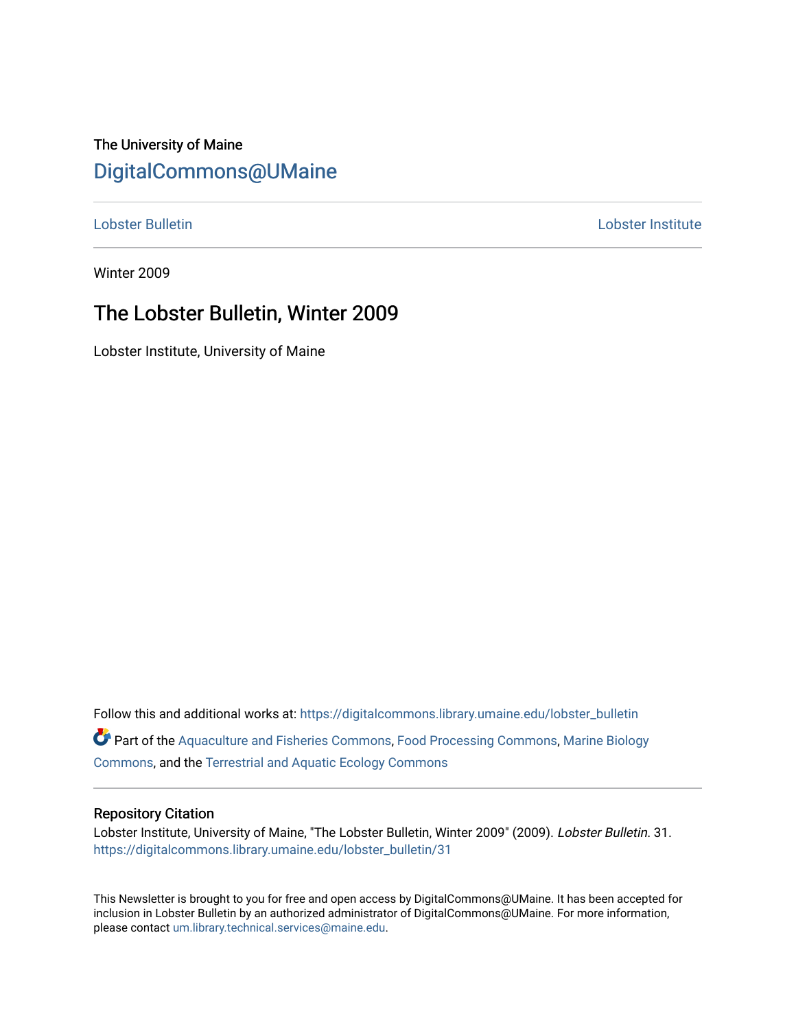The University of Maine

# DigitalCommons@UMaine

Lobster Bulletin | Lobster Institute

Winter 2009

## The Lobster Bulletin, Winter 2009

Lobster Institute, University of Maine

Follow this and additional works at: https://digitalcommons.library.umaine.edu/lobster_bulletin

Part of the Aquaculture and Fisheries Commons, Food Processing Commons, Marine Biology Commons, and the Terrestrial and Aquatic Ecology Commons

### Repository Citation

Lobster Institute, University of Maine, "The Lobster Bulletin, Winter 2009" (2009). *Lobster Bulletin*. 31.
https://digitalcommons.library.umaine.edu/lobster_bulletin/31

This Newsletter is brought to you for free and open access by DigitalCommons@UMaine. It has been accepted for inclusion in Lobster Bulletin by an authorized administrator of DigitalCommons@UMaine. For more information, please contact um.library.technical.services@maine.edu.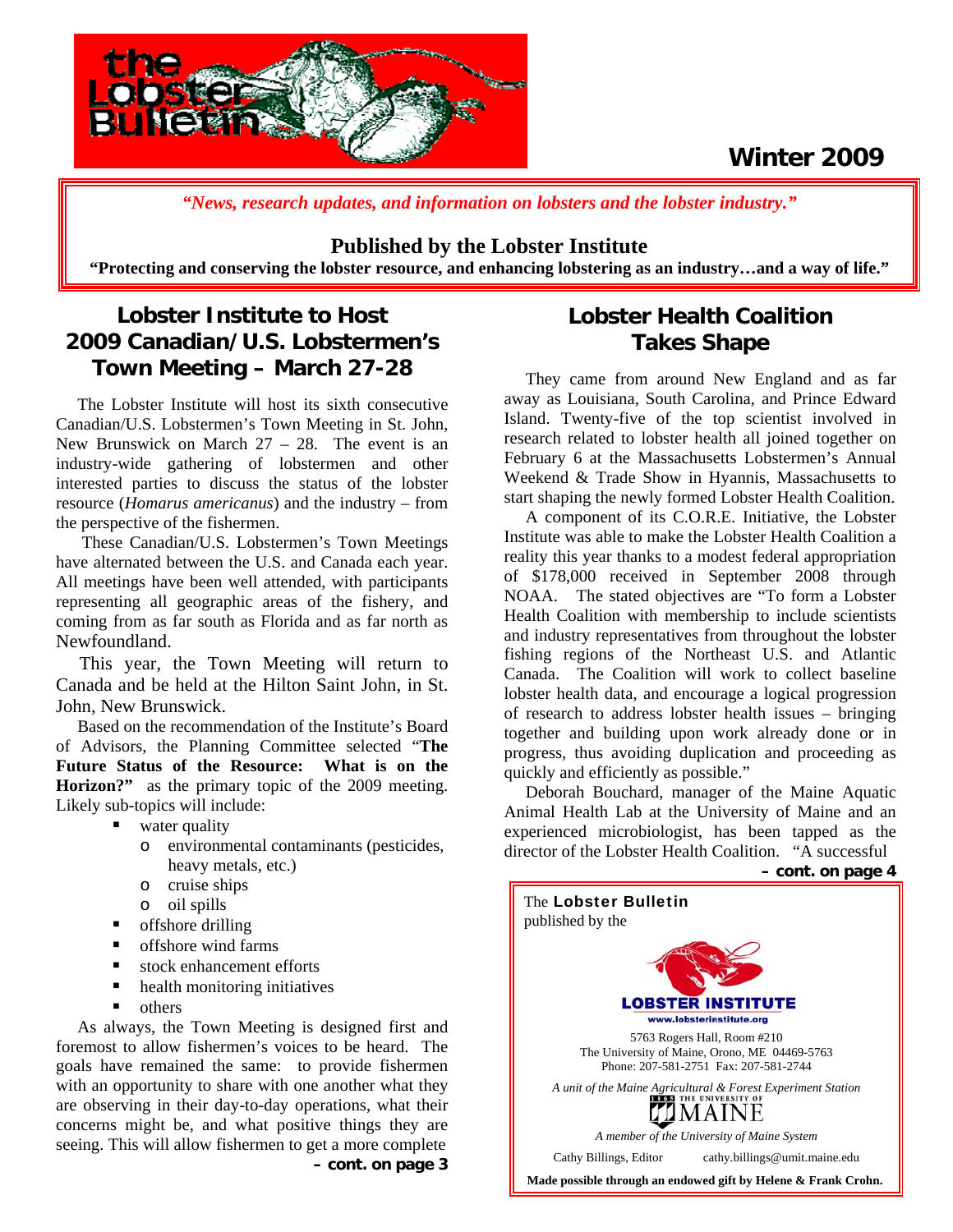# the Lobster Bulletin

**Winter 2009**

*"News, research updates, and information on lobsters and the lobster industry."*

**Published by the Lobster Institute**

**"Protecting and conserving the lobster resource, and enhancing lobstering as an industry…and a way of life."**

## Lobster Institute to Host 2009 Canadian/U.S. Lobstermen's Town Meeting – March 27-28

The Lobster Institute will host its sixth consecutive Canadian/U.S. Lobstermen's Town Meeting in St. John, New Brunswick on March 27 – 28. The event is an industry-wide gathering of lobstermen and other interested parties to discuss the status of the lobster resource (*Homarus americanus*) and the industry – from the perspective of the fishermen.

These Canadian/U.S. Lobstermen's Town Meetings have alternated between the U.S. and Canada each year. All meetings have been well attended, with participants representing all geographic areas of the fishery, and coming from as far south as Florida and as far north as Newfoundland.

This year, the Town Meeting will return to Canada and be held at the Hilton Saint John, in St. John, New Brunswick.

Based on the recommendation of the Institute's Board of Advisors, the Planning Committee selected "**The Future Status of the Resource: What is on the Horizon?"** as the primary topic of the 2009 meeting. Likely sub-topics will include:

- water quality
  - environmental contaminants (pesticides, heavy metals, etc.)
  - cruise ships
  - oil spills
- offshore drilling
- offshore wind farms
- stock enhancement efforts
- health monitoring initiatives
- others

As always, the Town Meeting is designed first and foremost to allow fishermen's voices to be heard. The goals have remained the same: to provide fishermen with an opportunity to share with one another what they are observing in their day-to-day operations, what their concerns might be, and what positive things they are seeing. This will allow fishermen to get a more complete

**– cont. on page 3**

## Lobster Health Coalition Takes Shape

They came from around New England and as far away as Louisiana, South Carolina, and Prince Edward Island. Twenty-five of the top scientist involved in research related to lobster health all joined together on February 6 at the Massachusetts Lobstermen's Annual Weekend & Trade Show in Hyannis, Massachusetts to start shaping the newly formed Lobster Health Coalition.

A component of its C.O.R.E. Initiative, the Lobster Institute was able to make the Lobster Health Coalition a reality this year thanks to a modest federal appropriation of $178,000 received in September 2008 through NOAA. The stated objectives are "To form a Lobster Health Coalition with membership to include scientists and industry representatives from throughout the lobster fishing regions of the Northeast U.S. and Atlantic Canada. The Coalition will work to collect baseline lobster health data, and encourage a logical progression of research to address lobster health issues – bringing together and building upon work already done or in progress, thus avoiding duplication and proceeding as quickly and efficiently as possible."

Deborah Bouchard, manager of the Maine Aquatic Animal Health Lab at the University of Maine and an experienced microbiologist, has been tapped as the director of the Lobster Health Coalition. "A successful

**– cont. on page 4**

---

The **Lobster Bulletin** published by the

**LOBSTER INSTITUTE**
www.lobsterinstitute.org

5763 Rogers Hall, Room #210
The University of Maine, Orono, ME 04469-5763
Phone: 207-581-2751 Fax: 207-581-2744

*A unit of the Maine Agricultural & Forest Experiment Station*

THE UNIVERSITY OF MAINE

*A member of the University of Maine System*

Cathy Billings, Editor cathy.billings@umit.maine.edu

**Made possible through an endowed gift by Helene & Frank Crohn.**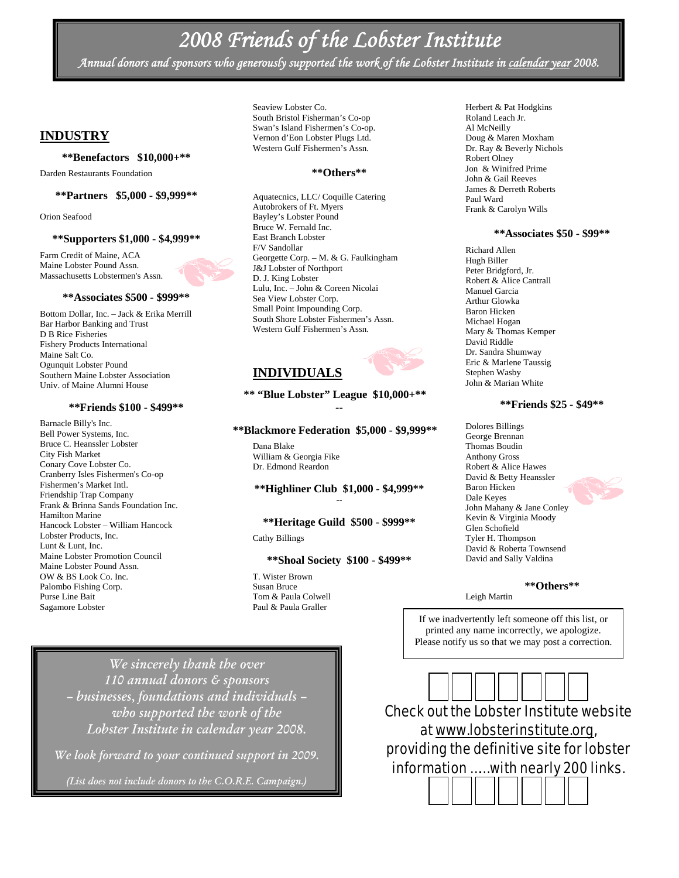# *2008 Friends of the Lobster Institute*

*Annual donors and sponsors who generously supported the work of the Lobster Institute in calendar year 2008.*

## INDUSTRY

**\*\*Benefactors $10,000+\*\***

Darden Restaurants Foundation

**\*\*Partners $5,000 - $9,999\*\***

Orion Seafood

**\*\*Supporters $1,000 - $4,999\*\***

Farm Credit of Maine, ACA
Maine Lobster Pound Assn.
Massachusetts Lobstermen's Assn.

**\*\*Associates $500 - $999\*\***

Bottom Dollar, Inc. – Jack & Erika Merrill
Bar Harbor Banking and Trust
D B Rice Fisheries
Fishery Products International
Maine Salt Co.
Ogunquit Lobster Pound
Southern Maine Lobster Association
Univ. of Maine Alumni House

**\*\*Friends $100 - $499\*\***

Barnacle Billy's Inc.
Bell Power Systems, Inc.
Bruce C. Heanssler Lobster
City Fish Market
Conary Cove Lobster Co.
Cranberry Isles Fishermen's Co-op
Fishermen's Market Intl.
Friendship Trap Company
Frank & Brinna Sands Foundation Inc.
Hamilton Marine
Hancock Lobster – William Hancock
Lobster Products, Inc.
Lunt & Lunt, Inc.
Maine Lobster Promotion Council
Maine Lobster Pound Assn.
OW & BS Look Co. Inc.
Palombo Fishing Corp.
Purse Line Bait
Sagamore Lobster
Seaview Lobster Co.
South Bristol Fisherman's Co-op
Swan's Island Fishermen's Co-op.
Vernon d'Eon Lobster Plugs Ltd.
Western Gulf Fishermen's Assn.

**\*\*Others\*\***

Aquatecnics, LLC/ Coquille Catering
Autobrokers of Ft. Myers
Bayley's Lobster Pound
Bruce W. Fernald Inc.
East Branch Lobster
F/V Sandollar
Georgette Corp. – M. & G. Faulkingham
J&J Lobster of Northport
D. J. King Lobster
Lulu, Inc. – John & Coreen Nicolai
Sea View Lobster Corp.
Small Point Impounding Corp.
South Shore Lobster Fishermen's Assn.
Western Gulf Fishermen's Assn.

## INDIVIDUALS

**\*\* "Blue Lobster" League $10,000+\*\***

--

**\*\*Blackmore Federation $5,000 - $9,999\*\***

Dana Blake
William & Georgia Fike
Dr. Edmond Reardon

**\*\*Highliner Club $1,000 - $4,999\*\***

--

**\*\*Heritage Guild $500 - $999\*\***

Cathy Billings

**\*\*Shoal Society $100 - $499\*\***

T. Wister Brown
Susan Bruce
Tom & Paula Colwell
Paul & Paula Graller
Herbert & Pat Hodgkins
Roland Leach Jr.
Al McNeilly
Doug & Maren Moxham
Dr. Ray & Beverly Nichols
Robert Olney
Jon & Winifred Prime
John & Gail Reeves
James & Derreth Roberts
Paul Ward
Frank & Carolyn Wills

**\*\*Associates $50 - $99\*\***

Richard Allen
Hugh Biller
Peter Bridgford, Jr.
Robert & Alice Cantrall
Manuel Garcia
Arthur Glowka
Baron Hicken
Michael Hogan
Mary & Thomas Kemper
David Riddle
Dr. Sandra Shumway
Eric & Marlene Taussig
Stephen Wasby
John & Marian White

**\*\*Friends $25 - $49\*\***

Dolores Billings
George Brennan
Thomas Boudin
Anthony Gross
Robert & Alice Hawes
David & Betty Heanssler
Baron Hicken
Dale Keyes
John Mahany & Jane Conley
Kevin & Virginia Moody
Glen Schofield
Tyler H. Thompson
David & Roberta Townsend
David and Sally Valdina

**\*\*Others\*\***

Leigh Martin

If we inadvertently left someone off this list, or printed any name incorrectly, we apologize. Please notify us so that we may post a correction.

*We sincerely thank the over 110 annual donors & sponsors – businesses, foundations and individuals – who supported the work of the Lobster Institute in calendar year 2008.*

*We look forward to your continued support in 2009.*

*(List does not include donors to the C.O.R.E. Campaign.)*

Check out the Lobster Institute website at www.lobsterinstitute.org, providing the definitive site for lobster information .....with nearly 200 links.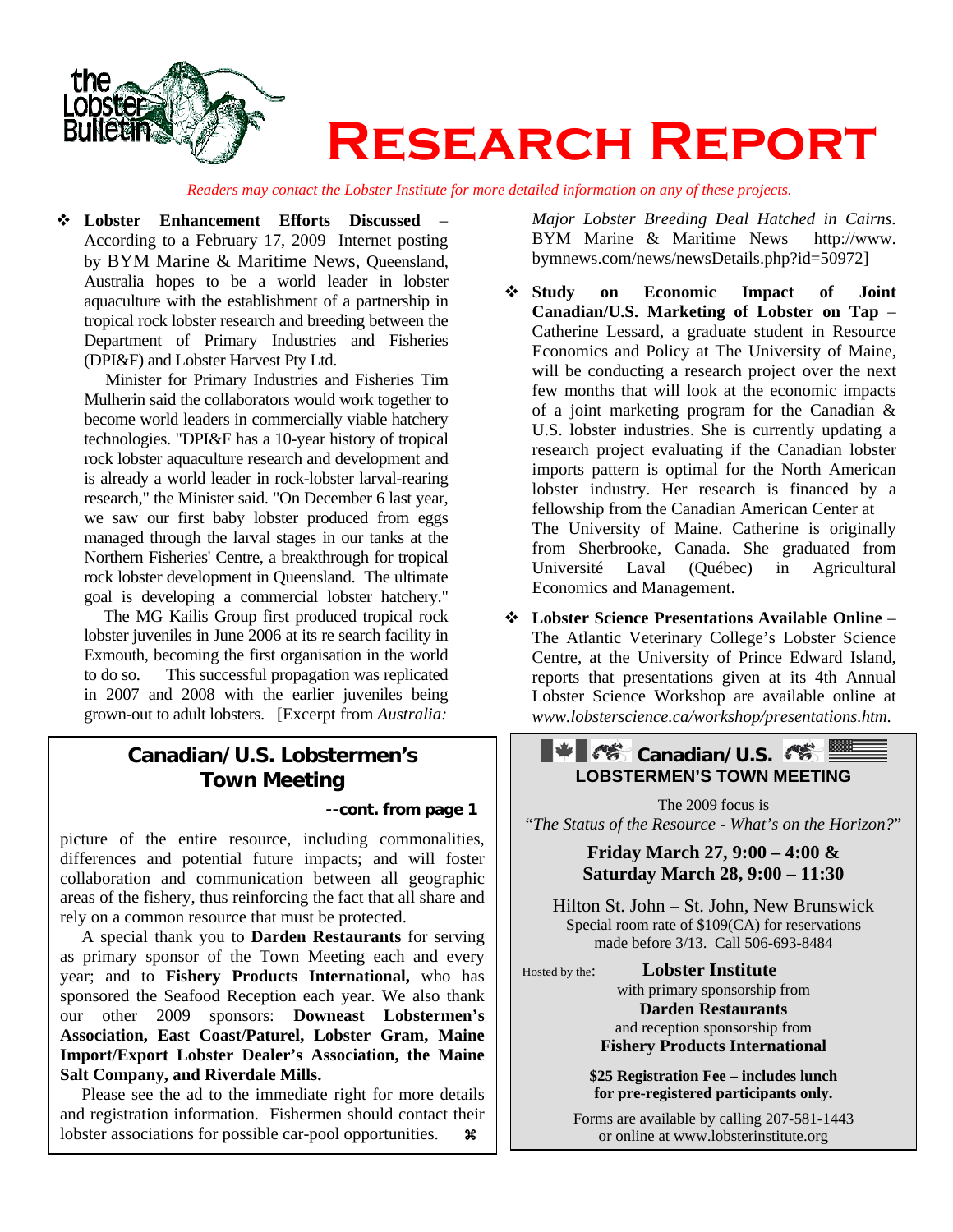# Research Report

*Readers may contact the Lobster Institute for more detailed information on any of these projects.*

- **Lobster Enhancement Efforts Discussed** – According to a February 17, 2009 Internet posting by BYM Marine & Maritime News, Queensland, Australia hopes to be a world leader in lobster aquaculture with the establishment of a partnership in tropical rock lobster research and breeding between the Department of Primary Industries and Fisheries (DPI&F) and Lobster Harvest Pty Ltd.

  Minister for Primary Industries and Fisheries Tim Mulherin said the collaborators would work together to become world leaders in commercially viable hatchery technologies. "DPI&F has a 10-year history of tropical rock lobster aquaculture research and development and is already a world leader in rock-lobster larval-rearing research," the Minister said. "On December 6 last year, we saw our first baby lobster produced from eggs managed through the larval stages in our tanks at the Northern Fisheries' Centre, a breakthrough for tropical rock lobster development in Queensland. The ultimate goal is developing a commercial lobster hatchery."

  The MG Kailis Group first produced tropical rock lobster juveniles in June 2006 at its re search facility in Exmouth, becoming the first organisation in the world to do so. This successful propagation was replicated in 2007 and 2008 with the earlier juveniles being grown-out to adult lobsters. [Excerpt from *Australia: Major Lobster Breeding Deal Hatched in Cairns.* BYM Marine & Maritime News http://www.bymnews.com/news/newsDetails.php?id=50972]

- **Study on Economic Impact of Joint Canadian/U.S. Marketing of Lobster on Tap** – Catherine Lessard, a graduate student in Resource Economics and Policy at The University of Maine, will be conducting a research project over the next few months that will look at the economic impacts of a joint marketing program for the Canadian & U.S. lobster industries. She is currently updating a research project evaluating if the Canadian lobster imports pattern is optimal for the North American lobster industry. Her research is financed by a fellowship from the Canadian American Center at The University of Maine. Catherine is originally from Sherbrooke, Canada. She graduated from Université Laval (Québec) in Agricultural Economics and Management.

- **Lobster Science Presentations Available Online** – The Atlantic Veterinary College's Lobster Science Centre, at the University of Prince Edward Island, reports that presentations given at its 4th Annual Lobster Science Workshop are available online at *www.lobsterscience.ca/workshop/presentations.htm.*

## Canadian/U.S. Lobstermen's Town Meeting

**--cont. from page 1**

picture of the entire resource, including commonalities, differences and potential future impacts; and will foster collaboration and communication between all geographic areas of the fishery, thus reinforcing the fact that all share and rely on a common resource that must be protected.

A special thank you to **Darden Restaurants** for serving as primary sponsor of the Town Meeting each and every year; and to **Fishery Products International,** who has sponsored the Seafood Reception each year. We also thank our other 2009 sponsors: **Downeast Lobstermen's Association, East Coast/Paturel, Lobster Gram, Maine Import/Export Lobster Dealer's Association, the Maine Salt Company, and Riverdale Mills.**

Please see the ad to the immediate right for more details and registration information. Fishermen should contact their lobster associations for possible car-pool opportunities. ⌘

## Canadian/U.S. LOBSTERMEN'S TOWN MEETING

The 2009 focus is
*"The Status of the Resource - What's on the Horizon?"*

**Friday March 27, 9:00 – 4:00 &**
**Saturday March 28, 9:00 – 11:30**

Hilton St. John – St. John, New Brunswick
Special room rate of $109(CA) for reservations made before 3/13. Call 506-693-8484

Hosted by the: **Lobster Institute**
with primary sponsorship from
**Darden Restaurants**
and reception sponsorship from
**Fishery Products International**

**$25 Registration Fee – includes lunch for pre-registered participants only.**

Forms are available by calling 207-581-1443 or online at www.lobsterinstitute.org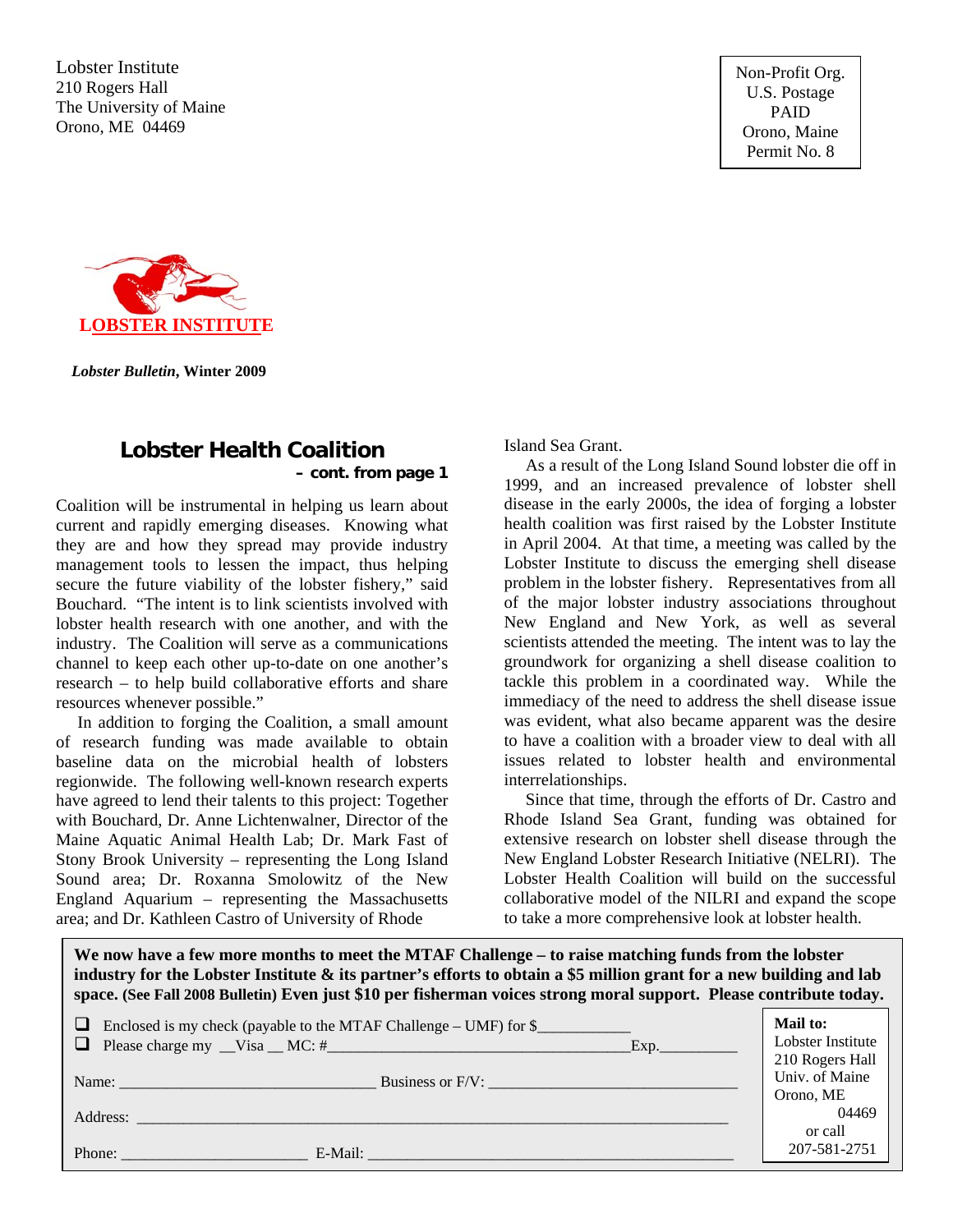Lobster Institute
210 Rogers Hall
The University of Maine
Orono, ME 04469

Non-Profit Org.
U.S. Postage
PAID
Orono, Maine
Permit No. 8

LOBSTER INSTITUTE

***Lobster Bulletin*, Winter 2009**

## Lobster Health Coalition

**– cont. from page 1**

Coalition will be instrumental in helping us learn about current and rapidly emerging diseases. Knowing what they are and how they spread may provide industry management tools to lessen the impact, thus helping secure the future viability of the lobster fishery," said Bouchard. "The intent is to link scientists involved with lobster health research with one another, and with the industry. The Coalition will serve as a communications channel to keep each other up-to-date on one another's research – to help build collaborative efforts and share resources whenever possible."

In addition to forging the Coalition, a small amount of research funding was made available to obtain baseline data on the microbial health of lobsters regionwide. The following well-known research experts have agreed to lend their talents to this project: Together with Bouchard, Dr. Anne Lichtenwalner, Director of the Maine Aquatic Animal Health Lab; Dr. Mark Fast of Stony Brook University – representing the Long Island Sound area; Dr. Roxanna Smolowitz of the New England Aquarium – representing the Massachusetts area; and Dr. Kathleen Castro of University of Rhode Island Sea Grant.

As a result of the Long Island Sound lobster die off in 1999, and an increased prevalence of lobster shell disease in the early 2000s, the idea of forging a lobster health coalition was first raised by the Lobster Institute in April 2004. At that time, a meeting was called by the Lobster Institute to discuss the emerging shell disease problem in the lobster fishery. Representatives from all of the major lobster industry associations throughout New England and New York, as well as several scientists attended the meeting. The intent was to lay the groundwork for organizing a shell disease coalition to tackle this problem in a coordinated way. While the immediacy of the need to address the shell disease issue was evident, what also became apparent was the desire to have a coalition with a broader view to deal with all issues related to lobster health and environmental interrelationships.

Since that time, through the efforts of Dr. Castro and Rhode Island Sea Grant, funding was obtained for extensive research on lobster shell disease through the New England Lobster Research Initiative (NELRI). The Lobster Health Coalition will build on the successful collaborative model of the NILRI and expand the scope to take a more comprehensive look at lobster health.

---

**We now have a few more months to meet the MTAF Challenge – to raise matching funds from the lobster industry for the Lobster Institute & its partner's efforts to obtain a $5 million grant for a new building and lab space. (See Fall 2008 Bulletin) Even just $10 per fisherman voices strong moral support. Please contribute today.**

- ☐ Enclosed is my check (payable to the MTAF Challenge – UMF) for $___________
- ☐ Please charge my __Visa __ MC: #____________________________________Exp.__________

Name: _______________________________ Business or F/V: _____________________________

Address: ______________________________________________________________________

Phone: _______________________ E-Mail: ______________________________________________

**Mail to:**
Lobster Institute
210 Rogers Hall
Univ. of Maine
Orono, ME 04469
or call
207-581-2751